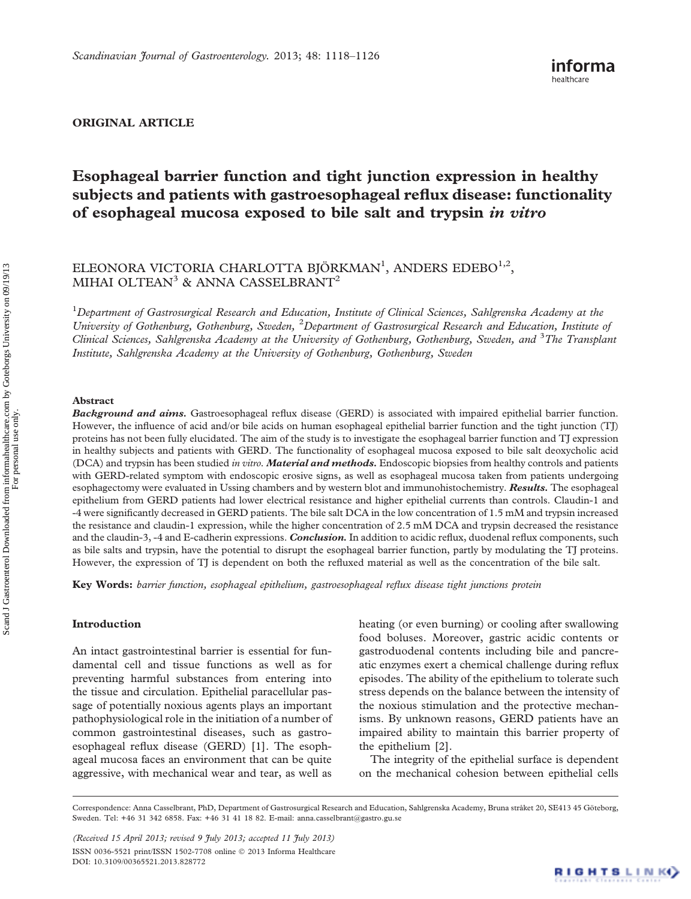ORIGINAL ARTICLE

# Esophageal barrier function and tight junction expression in healthy subjects and patients with gastroesophageal reflux disease: functionality of esophageal mucosa exposed to bile salt and trypsin *in vitro*

ELEONORA VICTORIA CHARLOTTA BJÖRKMAN[1], ANDERS EDEBO[1,2], MIHAI OLTEAN[3] & ANNA CASSELBRANT[2]

[1]*Department of Gastrosurgical Research and Education, Institute of Clinical Sciences, Sahlgrenska Academy at the University of Gothenburg, Gothenburg, Sweden,* [2]*Department of Gastrosurgical Research and Education, Institute of Clinical Sciences, Sahlgrenska Academy at the University of Gothenburg, Gothenburg, Sweden, and* [3]*The Transplant Institute, Sahlgrenska Academy at the University of Gothenburg, Gothenburg, Sweden*

## Abstract

***Background and aims.*** Gastroesophageal reflux disease (GERD) is associated with impaired epithelial barrier function. However, the influence of acid and/or bile acids on human esophageal epithelial barrier function and the tight junction (TJ) proteins has not been fully elucidated. The aim of the study is to investigate the esophageal barrier function and TJ expression in healthy subjects and patients with GERD. The functionality of esophageal mucosa exposed to bile salt deoxycholic acid (DCA) and trypsin has been studied *in vitro*. ***Material and methods.*** Endoscopic biopsies from healthy controls and patients with GERD-related symptom with endoscopic erosive signs, as well as esophageal mucosa taken from patients undergoing esophagectomy were evaluated in Ussing chambers and by western blot and immunohistochemistry. ***Results.*** The esophageal epithelium from GERD patients had lower electrical resistance and higher epithelial currents than controls. Claudin-1 and -4 were significantly decreased in GERD patients. The bile salt DCA in the low concentration of 1.5 mM and trypsin increased the resistance and claudin-1 expression, while the higher concentration of 2.5 mM DCA and trypsin decreased the resistance and the claudin-3, -4 and E-cadherin expressions. ***Conclusion.*** In addition to acidic reflux, duodenal reflux components, such as bile salts and trypsin, have the potential to disrupt the esophageal barrier function, partly by modulating the TJ proteins. However, the expression of TJ is dependent on both the refluxed material as well as the concentration of the bile salt.

**Key Words:** *barrier function, esophageal epithelium, gastroesophageal reflux disease tight junctions protein*

## Introduction

An intact gastrointestinal barrier is essential for fundamental cell and tissue functions as well as for preventing harmful substances from entering into the tissue and circulation. Epithelial paracellular passage of potentially noxious agents plays an important pathophysiological role in the initiation of a number of common gastrointestinal diseases, such as gastroesophageal reflux disease (GERD) [1]. The esophageal mucosa faces an environment that can be quite aggressive, with mechanical wear and tear, as well as heating (or even burning) or cooling after swallowing food boluses. Moreover, gastric acidic contents or gastroduodenal contents including bile and pancreatic enzymes exert a chemical challenge during reflux episodes. The ability of the epithelium to tolerate such stress depends on the balance between the intensity of the noxious stimulation and the protective mechanisms. By unknown reasons, GERD patients have an impaired ability to maintain this barrier property of the epithelium [2].

The integrity of the epithelial surface is dependent on the mechanical cohesion between epithelial cells

Correspondence: Anna Casselbrant, PhD, Department of Gastrosurgical Research and Education, Sahlgrenska Academy, Bruna stråket 20, SE413 45 Göteborg, Sweden. Tel: +46 31 342 6858. Fax: +46 31 41 18 82. E-mail: anna.casselbrant@gastro.gu.se

*(Received 15 April 2013; revised 9 July 2013; accepted 11 July 2013)*

ISSN 0036-5521 print/ISSN 1502-7708 online © 2013 Informa Healthcare
DOI: 10.3109/00365521.2013.828772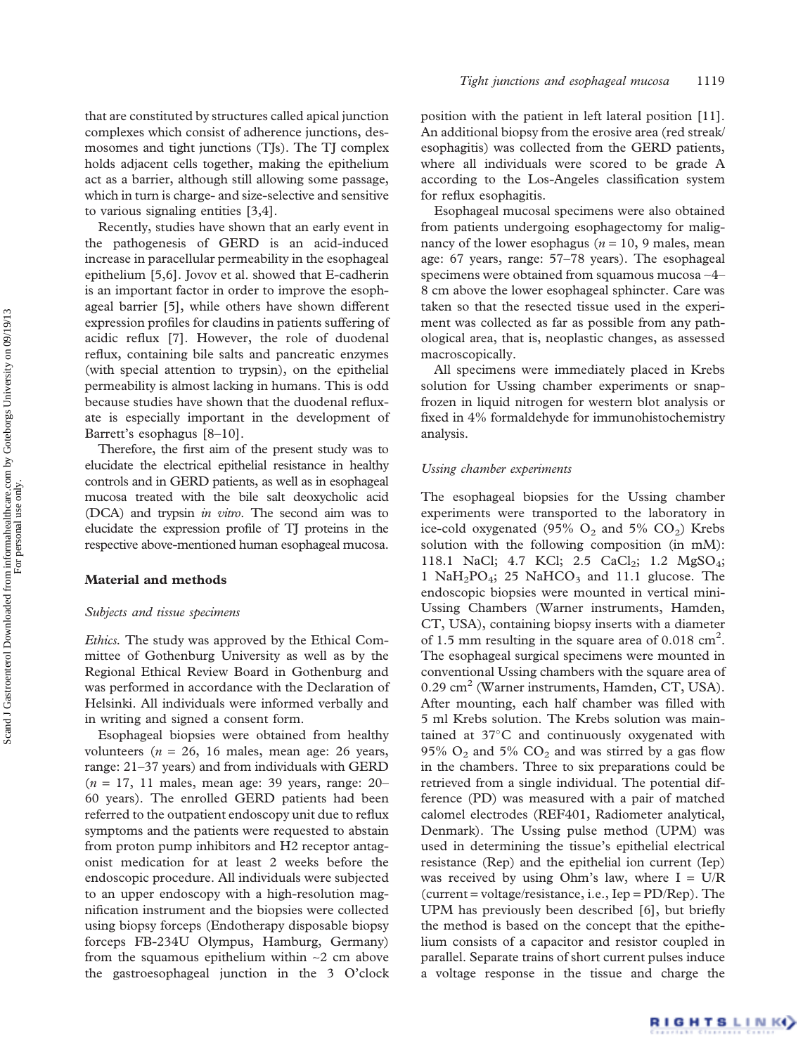that are constituted by structures called apical junction complexes which consist of adherence junctions, desmosomes and tight junctions (TJs). The TJ complex holds adjacent cells together, making the epithelium act as a barrier, although still allowing some passage, which in turn is charge- and size-selective and sensitive to various signaling entities [3,4].

Recently, studies have shown that an early event in the pathogenesis of GERD is an acid-induced increase in paracellular permeability in the esophageal epithelium [5,6]. Jovov et al. showed that E-cadherin is an important factor in order to improve the esophageal barrier [5], while others have shown different expression profiles for claudins in patients suffering of acidic reflux [7]. However, the role of duodenal reflux, containing bile salts and pancreatic enzymes (with special attention to trypsin), on the epithelial permeability is almost lacking in humans. This is odd because studies have shown that the duodenal refluxate is especially important in the development of Barrett's esophagus [8–10].

Therefore, the first aim of the present study was to elucidate the electrical epithelial resistance in healthy controls and in GERD patients, as well as in esophageal mucosa treated with the bile salt deoxycholic acid (DCA) and trypsin *in vitro*. The second aim was to elucidate the expression profile of TJ proteins in the respective above-mentioned human esophageal mucosa.

## Material and methods

### *Subjects and tissue specimens*

*Ethics.* The study was approved by the Ethical Committee of Gothenburg University as well as by the Regional Ethical Review Board in Gothenburg and was performed in accordance with the Declaration of Helsinki. All individuals were informed verbally and in writing and signed a consent form.

Esophageal biopsies were obtained from healthy volunteers ($n$ = 26, 16 males, mean age: 26 years, range: 21–37 years) and from individuals with GERD ($n$ = 17, 11 males, mean age: 39 years, range: 20–60 years). The enrolled GERD patients had been referred to the outpatient endoscopy unit due to reflux symptoms and the patients were requested to abstain from proton pump inhibitors and H2 receptor antagonist medication for at least 2 weeks before the endoscopic procedure. All individuals were subjected to an upper endoscopy with a high-resolution magnification instrument and the biopsies were collected using biopsy forceps (Endotherapy disposable biopsy forceps FB-234U Olympus, Hamburg, Germany) from the squamous epithelium within ~2 cm above the gastroesophageal junction in the 3 O'clock position with the patient in left lateral position [11]. An additional biopsy from the erosive area (red streak/esophagitis) was collected from the GERD patients, where all individuals were scored to be grade A according to the Los-Angeles classification system for reflux esophagitis.

Esophageal mucosal specimens were also obtained from patients undergoing esophagectomy for malignancy of the lower esophagus ($n$ = 10, 9 males, mean age: 67 years, range: 57–78 years). The esophageal specimens were obtained from squamous mucosa ~4–8 cm above the lower esophageal sphincter. Care was taken so that the resected tissue used in the experiment was collected as far as possible from any pathological area, that is, neoplastic changes, as assessed macroscopically.

All specimens were immediately placed in Krebs solution for Ussing chamber experiments or snap-frozen in liquid nitrogen for western blot analysis or fixed in 4% formaldehyde for immunohistochemistry analysis.

### *Ussing chamber experiments*

The esophageal biopsies for the Ussing chamber experiments were transported to the laboratory in ice-cold oxygenated (95% $O_2$ and 5% $CO_2$) Krebs solution with the following composition (in mM): 118.1 NaCl; 4.7 KCl; 2.5 $CaCl_2$; 1.2 $MgSO_4$; 1 $NaH_2PO_4$; 25 $NaHCO_3$ and 11.1 glucose. The endoscopic biopsies were mounted in vertical mini-Ussing Chambers (Warner instruments, Hamden, CT, USA), containing biopsy inserts with a diameter of 1.5 mm resulting in the square area of 0.018 cm$^2$. The esophageal surgical specimens were mounted in conventional Ussing chambers with the square area of 0.29 cm$^2$ (Warner instruments, Hamden, CT, USA). After mounting, each half chamber was filled with 5 ml Krebs solution. The Krebs solution was maintained at 37°C and continuously oxygenated with 95% $O_2$ and 5% $CO_2$ and was stirred by a gas flow in the chambers. Three to six preparations could be retrieved from a single individual. The potential difference (PD) was measured with a pair of matched calomel electrodes (REF401, Radiometer analytical, Denmark). The Ussing pulse method (UPM) was used in determining the tissue's epithelial electrical resistance (Rep) and the epithelial ion current (Iep) was received by using Ohm's law, where I = U/R (current = voltage/resistance, i.e., Iep = PD/Rep). The UPM has previously been described [6], but briefly the method is based on the concept that the epithelium consists of a capacitor and resistor coupled in parallel. Separate trains of short current pulses induce a voltage response in the tissue and charge the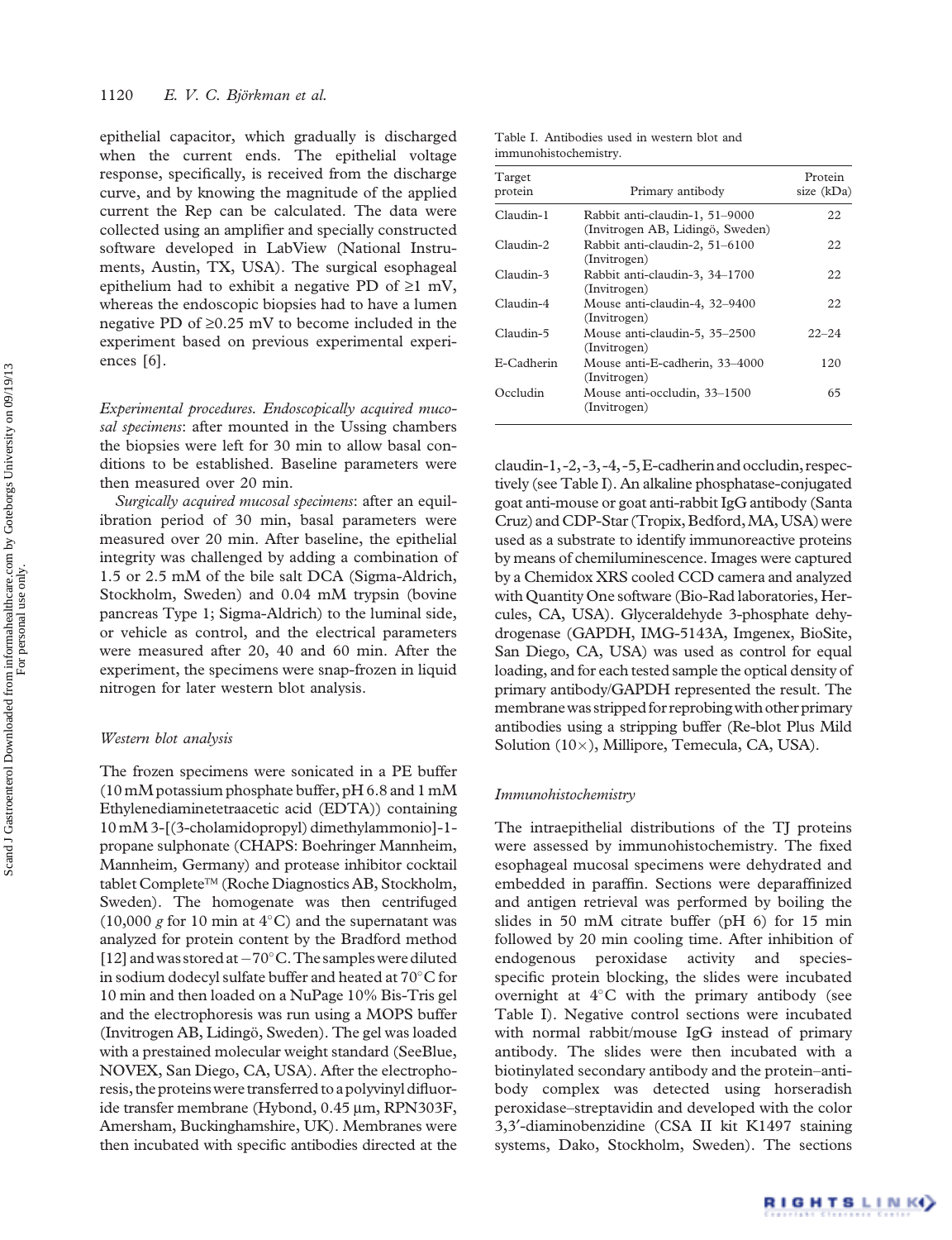epithelial capacitor, which gradually is discharged when the current ends. The epithelial voltage response, specifically, is received from the discharge curve, and by knowing the magnitude of the applied current the Rep can be calculated. The data were collected using an amplifier and specially constructed software developed in LabView (National Instruments, Austin, TX, USA). The surgical esophageal epithelium had to exhibit a negative PD of ≥1 mV, whereas the endoscopic biopsies had to have a lumen negative PD of ≥0.25 mV to become included in the experiment based on previous experimental experiences [6].

*Experimental procedures. Endoscopically acquired mucosal specimens*: after mounted in the Ussing chambers the biopsies were left for 30 min to allow basal conditions to be established. Baseline parameters were then measured over 20 min.

*Surgically acquired mucosal specimens*: after an equilibration period of 30 min, basal parameters were measured over 20 min. After baseline, the epithelial integrity was challenged by adding a combination of 1.5 or 2.5 mM of the bile salt DCA (Sigma-Aldrich, Stockholm, Sweden) and 0.04 mM trypsin (bovine pancreas Type 1; Sigma-Aldrich) to the luminal side, or vehicle as control, and the electrical parameters were measured after 20, 40 and 60 min. After the experiment, the specimens were snap-frozen in liquid nitrogen for later western blot analysis.

### *Western blot analysis*

The frozen specimens were sonicated in a PE buffer (10 mM potassium phosphate buffer, pH 6.8 and 1 mM Ethylenediaminetetraacetic acid (EDTA)) containing 10 mM 3-[(3-cholamidopropyl) dimethylammonio]-1-propane sulphonate (CHAPS: Boehringer Mannheim, Mannheim, Germany) and protease inhibitor cocktail tablet Complete™ (Roche Diagnostics AB, Stockholm, Sweden). The homogenate was then centrifuged (10,000 *g* for 10 min at 4°C) and the supernatant was analyzed for protein content by the Bradford method [12] and was stored at −70°C. The samples were diluted in sodium dodecyl sulfate buffer and heated at 70°C for 10 min and then loaded on a NuPage 10% Bis-Tris gel and the electrophoresis was run using a MOPS buffer (Invitrogen AB, Lidingö, Sweden). The gel was loaded with a prestained molecular weight standard (SeeBlue, NOVEX, San Diego, CA, USA). After the electrophoresis, the proteins were transferred to a polyvinyl difluoride transfer membrane (Hybond, 0.45 μm, RPN303F, Amersham, Buckinghamshire, UK). Membranes were then incubated with specific antibodies directed at the claudin-1, -2, -3, -4, -5, E-cadherin and occludin, respectively (see Table I). An alkaline phosphatase-conjugated goat anti-mouse or goat anti-rabbit IgG antibody (Santa Cruz) and CDP-Star (Tropix, Bedford, MA, USA) were used as a substrate to identify immunoreactive proteins by means of chemiluminescence. Images were captured by a Chemidox XRS cooled CCD camera and analyzed with Quantity One software (Bio-Rad laboratories, Hercules, CA, USA). Glyceraldehyde 3-phosphate dehydrogenase (GAPDH, IMG-5143A, Imgenex, BioSite, San Diego, CA, USA) was used as control for equal loading, and for each tested sample the optical density of primary antibody/GAPDH represented the result. The membrane was stripped for reprobing with other primary antibodies using a stripping buffer (Re-blot Plus Mild Solution (10×), Millipore, Temecula, CA, USA).

Table I. Antibodies used in western blot and immunohistochemistry.

| Target protein | Primary antibody | Protein size (kDa) |
|---|---|---|
| Claudin-1 | Rabbit anti-claudin-1, 51–9000 (Invitrogen AB, Lidingö, Sweden) | 22 |
| Claudin-2 | Rabbit anti-claudin-2, 51–6100 (Invitrogen) | 22 |
| Claudin-3 | Rabbit anti-claudin-3, 34–1700 (Invitrogen) | 22 |
| Claudin-4 | Mouse anti-claudin-4, 32–9400 (Invitrogen) | 22 |
| Claudin-5 | Mouse anti-claudin-5, 35–2500 (Invitrogen) | 22–24 |
| E-Cadherin | Mouse anti-E-cadherin, 33–4000 (Invitrogen) | 120 |
| Occludin | Mouse anti-occludin, 33–1500 (Invitrogen) | 65 |

### *Immunohistochemistry*

The intraepithelial distributions of the TJ proteins were assessed by immunohistochemistry. The fixed esophageal mucosal specimens were dehydrated and embedded in paraffin. Sections were deparaffinized and antigen retrieval was performed by boiling the slides in 50 mM citrate buffer (pH 6) for 15 min followed by 20 min cooling time. After inhibition of endogenous peroxidase activity and species-specific protein blocking, the slides were incubated overnight at 4°C with the primary antibody (see Table I). Negative control sections were incubated with normal rabbit/mouse IgG instead of primary antibody. The slides were then incubated with a biotinylated secondary antibody and the protein–antibody complex was detected using horseradish peroxidase–streptavidin and developed with the color 3,3′-diaminobenzidine (CSA II kit K1497 staining systems, Dako, Stockholm, Sweden). The sections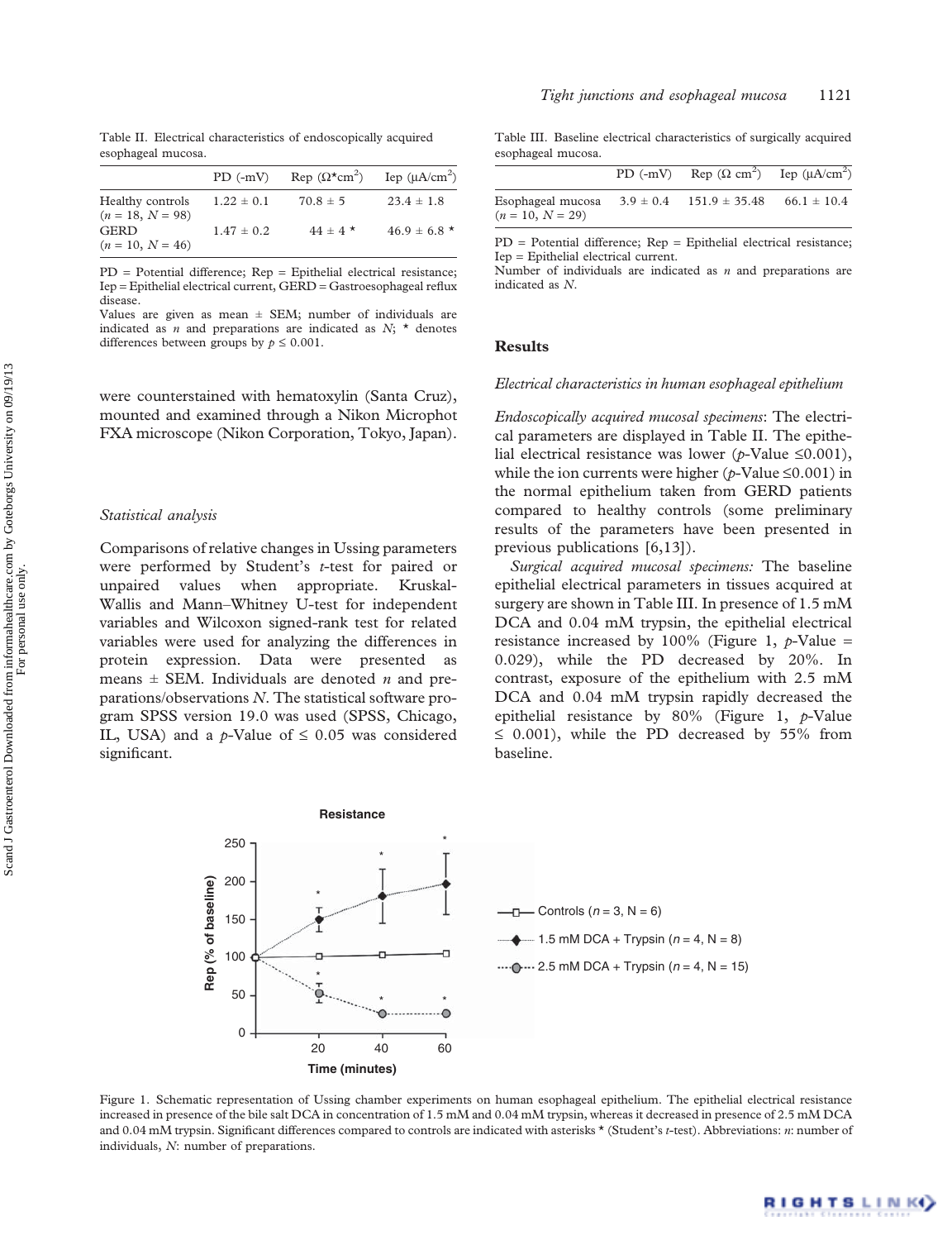Table II. Electrical characteristics of endoscopically acquired esophageal mucosa.

| | PD (-mV) | Rep (Ω*cm$^2$) | Iep (μA/cm$^2$) |
|---|---|---|---|
| Healthy controls ($n$ = 18, $N$ = 98) | 1.22 ± 0.1 | 70.8 ± 5 | 23.4 ± 1.8 |
| GERD ($n$ = 10, $N$ = 46) | 1.47 ± 0.2 | 44 ± 4 * | 46.9 ± 6.8 * |

PD = Potential difference; Rep = Epithelial electrical resistance; Iep = Epithelial electrical current, GERD = Gastroesophageal reflux disease.
Values are given as mean ± SEM; number of individuals are indicated as $n$ and preparations are indicated as $N$; * denotes differences between groups by $p \leq 0.001$.

were counterstained with hematoxylin (Santa Cruz), mounted and examined through a Nikon Microphot FXA microscope (Nikon Corporation, Tokyo, Japan).

### *Statistical analysis*

Comparisons of relative changes in Ussing parameters were performed by Student's $t$-test for paired or unpaired values when appropriate. Kruskal-Wallis and Mann–Whitney U-test for independent variables and Wilcoxon signed-rank test for related variables were used for analyzing the differences in protein expression. Data were presented as means ± SEM. Individuals are denoted $n$ and preparations/observations $N$. The statistical software program SPSS version 19.0 was used (SPSS, Chicago, IL, USA) and a $p$-Value of $\leq 0.05$ was considered significant.

Table III. Baseline electrical characteristics of surgically acquired esophageal mucosa.

| | PD (-mV) | Rep (Ω cm$^2$) | Iep (μA/cm$^2$) |
|---|---|---|---|
| Esophageal mucosa ($n$ = 10, $N$ = 29) | 3.9 ± 0.4 | 151.9 ± 35.48 | 66.1 ± 10.4 |

PD = Potential difference; Rep = Epithelial electrical resistance; Iep = Epithelial electrical current.
Number of individuals are indicated as $n$ and preparations are indicated as $N$.

## Results

### *Electrical characteristics in human esophageal epithelium*

*Endoscopically acquired mucosal specimens*: The electrical parameters are displayed in Table II. The epithelial electrical resistance was lower ($p$-Value ≤0.001), while the ion currents were higher ($p$-Value ≤0.001) in the normal epithelium taken from GERD patients compared to healthy controls (some preliminary results of the parameters have been presented in previous publications [6,13]).

*Surgical acquired mucosal specimens:* The baseline epithelial electrical parameters in tissues acquired at surgery are shown in Table III. In presence of 1.5 mM DCA and 0.04 mM trypsin, the epithelial electrical resistance increased by 100% (Figure 1, $p$-Value = 0.029), while the PD decreased by 20%. In contrast, exposure of the epithelium with 2.5 mM DCA and 0.04 mM trypsin rapidly decreased the epithelial resistance by 80% (Figure 1, $p$-Value ≤ 0.001), while the PD decreased by 55% from baseline.

Figure 1. Schematic representation of Ussing chamber experiments on human esophageal epithelium. The epithelial electrical resistance increased in presence of the bile salt DCA in concentration of 1.5 mM and 0.04 mM trypsin, whereas it decreased in presence of 2.5 mM DCA and 0.04 mM trypsin. Significant differences compared to controls are indicated with asterisks * (Student's $t$-test). Abbreviations: $n$: number of individuals, $N$: number of preparations.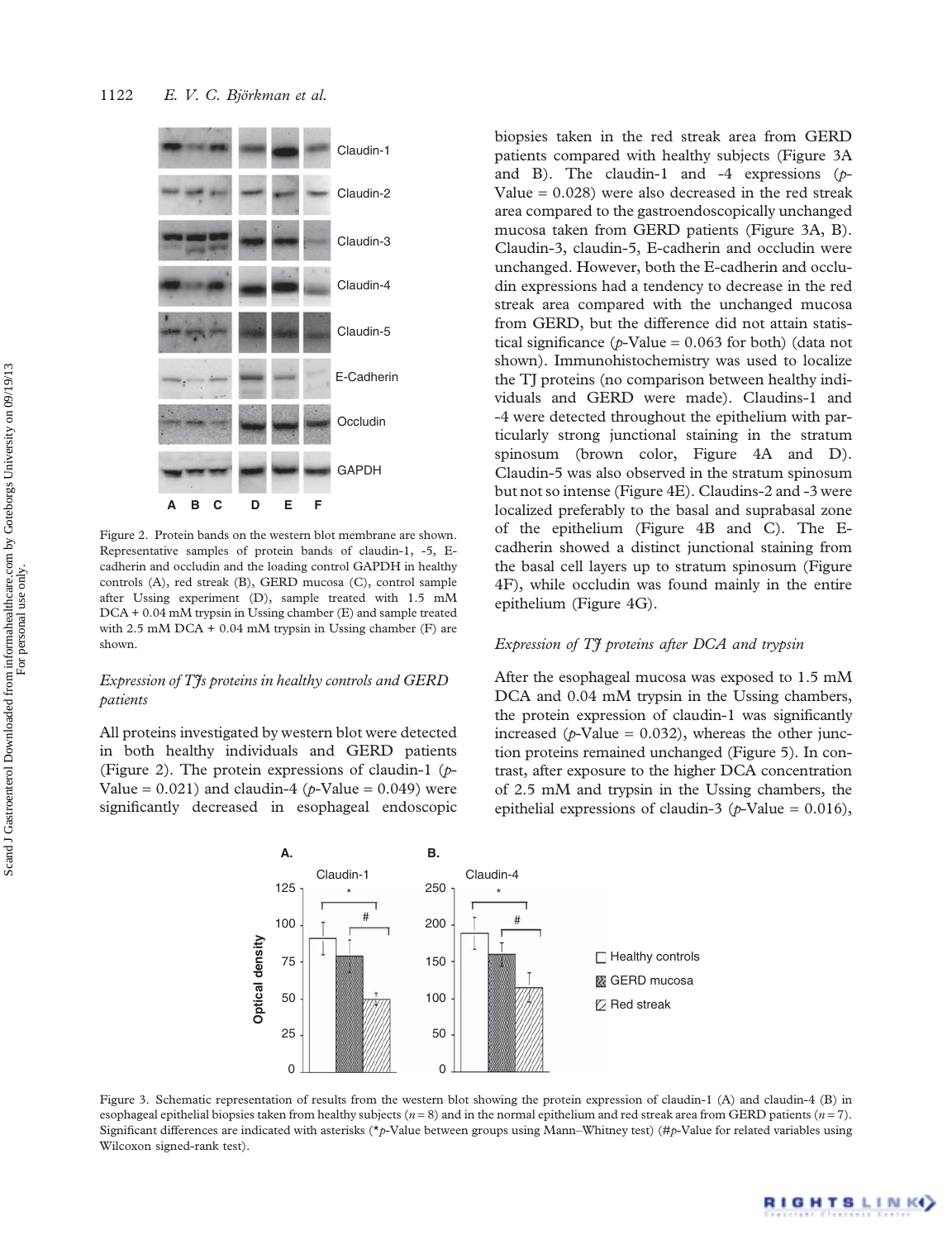Figure 2. Protein bands on the western blot membrane are shown. Representative samples of protein bands of claudin-1, -5, E-cadherin and occludin and the loading control GAPDH in healthy controls (A), red streak (B), GERD mucosa (C), control sample after Ussing experiment (D), sample treated with 1.5 mM DCA + 0.04 mM trypsin in Ussing chamber (E) and sample treated with 2.5 mM DCA + 0.04 mM trypsin in Ussing chamber (F) are shown.

### *Expression of TJs proteins in healthy controls and GERD patients*

All proteins investigated by western blot were detected in both healthy individuals and GERD patients (Figure 2). The protein expressions of claudin-1 ($p$-Value = 0.021) and claudin-4 ($p$-Value = 0.049) were significantly decreased in esophageal endoscopic biopsies taken in the red streak area from GERD patients compared with healthy subjects (Figure 3A and B). The claudin-1 and -4 expressions ($p$-Value = 0.028) were also decreased in the red streak area compared to the gastroendoscopically unchanged mucosa taken from GERD patients (Figure 3A, B). Claudin-3, claudin-5, E-cadherin and occludin were unchanged. However, both the E-cadherin and occludin expressions had a tendency to decrease in the red streak area compared with the unchanged mucosa from GERD, but the difference did not attain statistical significance ($p$-Value = 0.063 for both) (data not shown). Immunohistochemistry was used to localize the TJ proteins (no comparison between healthy individuals and GERD were made). Claudins-1 and -4 were detected throughout the epithelium with particularly strong junctional staining in the stratum spinosum (brown color, Figure 4A and D). Claudin-5 was also observed in the stratum spinosum but not so intense (Figure 4E). Claudins-2 and -3 were localized preferably to the basal and suprabasal zone of the epithelium (Figure 4B and C). The E-cadherin showed a distinct junctional staining from the basal cell layers up to stratum spinosum (Figure 4F), while occludin was found mainly in the entire epithelium (Figure 4G).

### *Expression of TJ proteins after DCA and trypsin*

After the esophageal mucosa was exposed to 1.5 mM DCA and 0.04 mM trypsin in the Ussing chambers, the protein expression of claudin-1 was significantly increased ($p$-Value = 0.032), whereas the other junction proteins remained unchanged (Figure 5). In contrast, after exposure to the higher DCA concentration of 2.5 mM and trypsin in the Ussing chambers, the epithelial expressions of claudin-3 ($p$-Value = 0.016),

Figure 3. Schematic representation of results from the western blot showing the protein expression of claudin-1 (A) and claudin-4 (B) in esophageal epithelial biopsies taken from healthy subjects ($n = 8$) and in the normal epithelium and red streak area from GERD patients ($n = 7$). Significant differences are indicated with asterisks (*$p$-Value between groups using Mann–Whitney test) (#$p$-Value for related variables using Wilcoxon signed-rank test).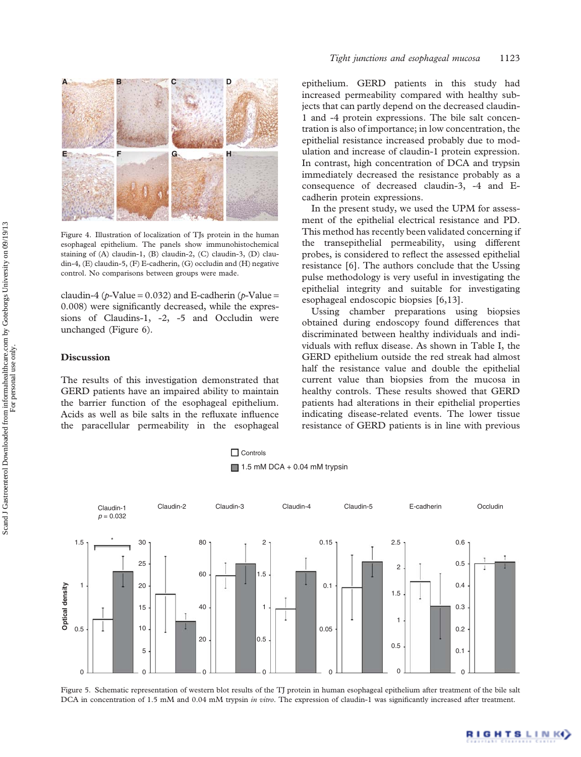Figure 4. Illustration of localization of TJs protein in the human esophageal epithelium. The panels show immunohistochemical staining of (A) claudin-1, (B) claudin-2, (C) claudin-3, (D) claudin-4, (E) claudin-5, (F) E-cadherin, (G) occludin and (H) negative control. No comparisons between groups were made.

claudin-4 ($p$-Value = 0.032) and E-cadherin ($p$-Value = 0.008) were significantly decreased, while the expressions of Claudins-1, -2, -5 and Occludin were unchanged (Figure 6).

## Discussion

The results of this investigation demonstrated that GERD patients have an impaired ability to maintain the barrier function of the esophageal epithelium. Acids as well as bile salts in the refluxate influence the paracellular permeability in the esophageal epithelium. GERD patients in this study had increased permeability compared with healthy subjects that can partly depend on the decreased claudin-1 and -4 protein expressions. The bile salt concentration is also of importance; in low concentration, the epithelial resistance increased probably due to modulation and increase of claudin-1 protein expression. In contrast, high concentration of DCA and trypsin immediately decreased the resistance probably as a consequence of decreased claudin-3, -4 and E-cadherin protein expressions.

In the present study, we used the UPM for assessment of the epithelial electrical resistance and PD. This method has recently been validated concerning if the transepithelial permeability, using different probes, is considered to reflect the assessed epithelial resistance [6]. The authors conclude that the Ussing pulse methodology is very useful in investigating the epithelial integrity and suitable for investigating esophageal endoscopic biopsies [6,13].

Ussing chamber preparations using biopsies obtained during endoscopy found differences that discriminated between healthy individuals and individuals with reflux disease. As shown in Table I, the GERD epithelium outside the red streak had almost half the resistance value and double the epithelial current value than biopsies from the mucosa in healthy controls. These results showed that GERD patients had alterations in their epithelial properties indicating disease-related events. The lower tissue resistance of GERD patients is in line with previous

Figure 5. Schematic representation of western blot results of the TJ protein in human esophageal epithelium after treatment of the bile salt DCA in concentration of 1.5 mM and 0.04 mM trypsin *in vitro*. The expression of claudin-1 was significantly increased after treatment.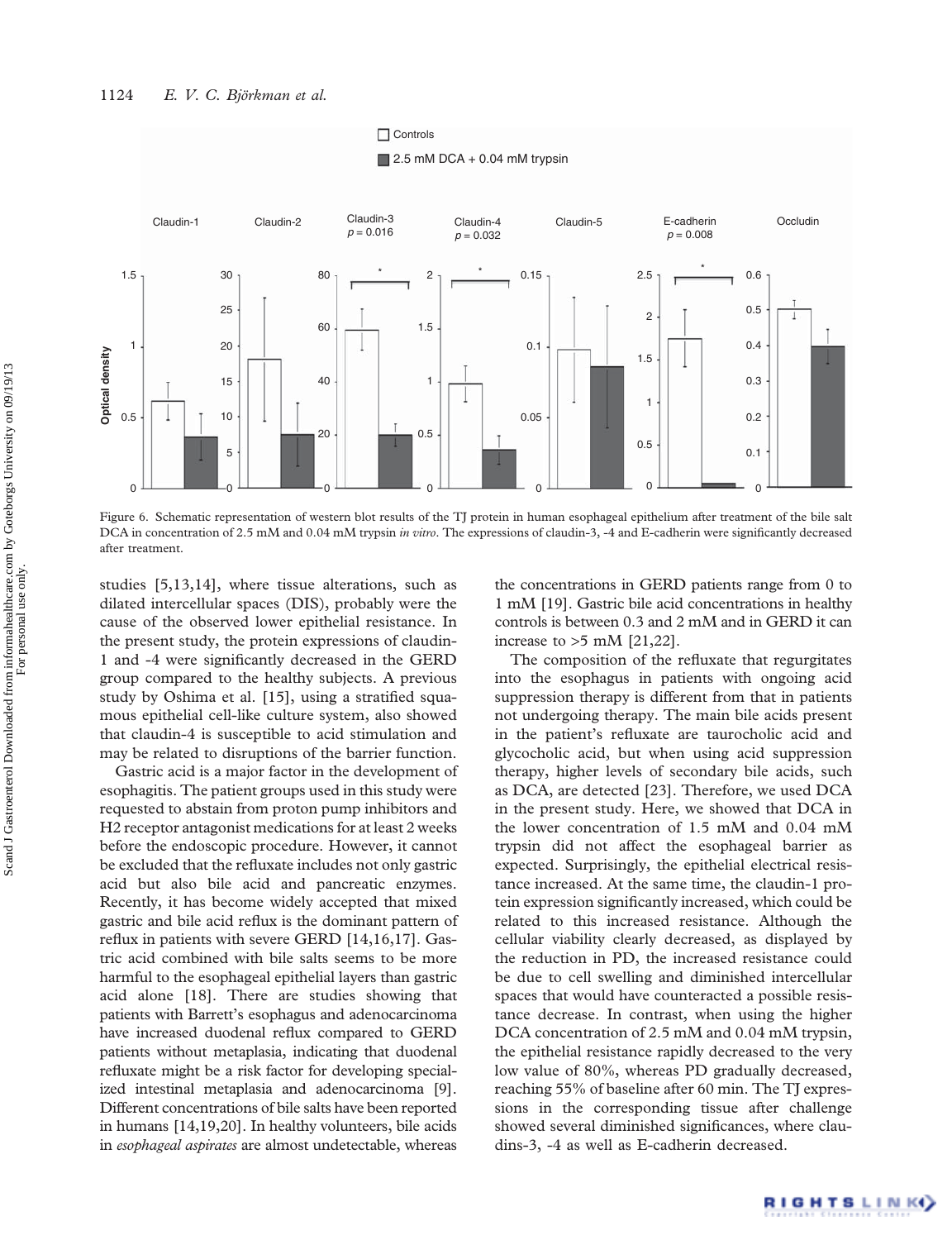Figure 6. Schematic representation of western blot results of the TJ protein in human esophageal epithelium after treatment of the bile salt DCA in concentration of 2.5 mM and 0.04 mM trypsin *in vitro*. The expressions of claudin-3, -4 and E-cadherin were significantly decreased after treatment.

studies [5,13,14], where tissue alterations, such as dilated intercellular spaces (DIS), probably were the cause of the observed lower epithelial resistance. In the present study, the protein expressions of claudin-1 and -4 were significantly decreased in the GERD group compared to the healthy subjects. A previous study by Oshima et al. [15], using a stratified squamous epithelial cell-like culture system, also showed that claudin-4 is susceptible to acid stimulation and may be related to disruptions of the barrier function.

Gastric acid is a major factor in the development of esophagitis. The patient groups used in this study were requested to abstain from proton pump inhibitors and H2 receptor antagonist medications for at least 2 weeks before the endoscopic procedure. However, it cannot be excluded that the refluxate includes not only gastric acid but also bile acid and pancreatic enzymes. Recently, it has become widely accepted that mixed gastric and bile acid reflux is the dominant pattern of reflux in patients with severe GERD [14,16,17]. Gastric acid combined with bile salts seems to be more harmful to the esophageal epithelial layers than gastric acid alone [18]. There are studies showing that patients with Barrett's esophagus and adenocarcinoma have increased duodenal reflux compared to GERD patients without metaplasia, indicating that duodenal refluxate might be a risk factor for developing specialized intestinal metaplasia and adenocarcinoma [9]. Different concentrations of bile salts have been reported in humans [14,19,20]. In healthy volunteers, bile acids in *esophageal aspirates* are almost undetectable, whereas the concentrations in GERD patients range from 0 to 1 mM [19]. Gastric bile acid concentrations in healthy controls is between 0.3 and 2 mM and in GERD it can increase to >5 mM [21,22].

The composition of the refluxate that regurgitates into the esophagus in patients with ongoing acid suppression therapy is different from that in patients not undergoing therapy. The main bile acids present in the patient's refluxate are taurocholic acid and glycocholic acid, but when using acid suppression therapy, higher levels of secondary bile acids, such as DCA, are detected [23]. Therefore, we used DCA in the present study. Here, we showed that DCA in the lower concentration of 1.5 mM and 0.04 mM trypsin did not affect the esophageal barrier as expected. Surprisingly, the epithelial electrical resistance increased. At the same time, the claudin-1 protein expression significantly increased, which could be related to this increased resistance. Although the cellular viability clearly decreased, as displayed by the reduction in PD, the increased resistance could be due to cell swelling and diminished intercellular spaces that would have counteracted a possible resistance decrease. In contrast, when using the higher DCA concentration of 2.5 mM and 0.04 mM trypsin, the epithelial resistance rapidly decreased to the very low value of 80%, whereas PD gradually decreased, reaching 55% of baseline after 60 min. The TJ expressions in the corresponding tissue after challenge showed several diminished significances, where claudins-3, -4 as well as E-cadherin decreased.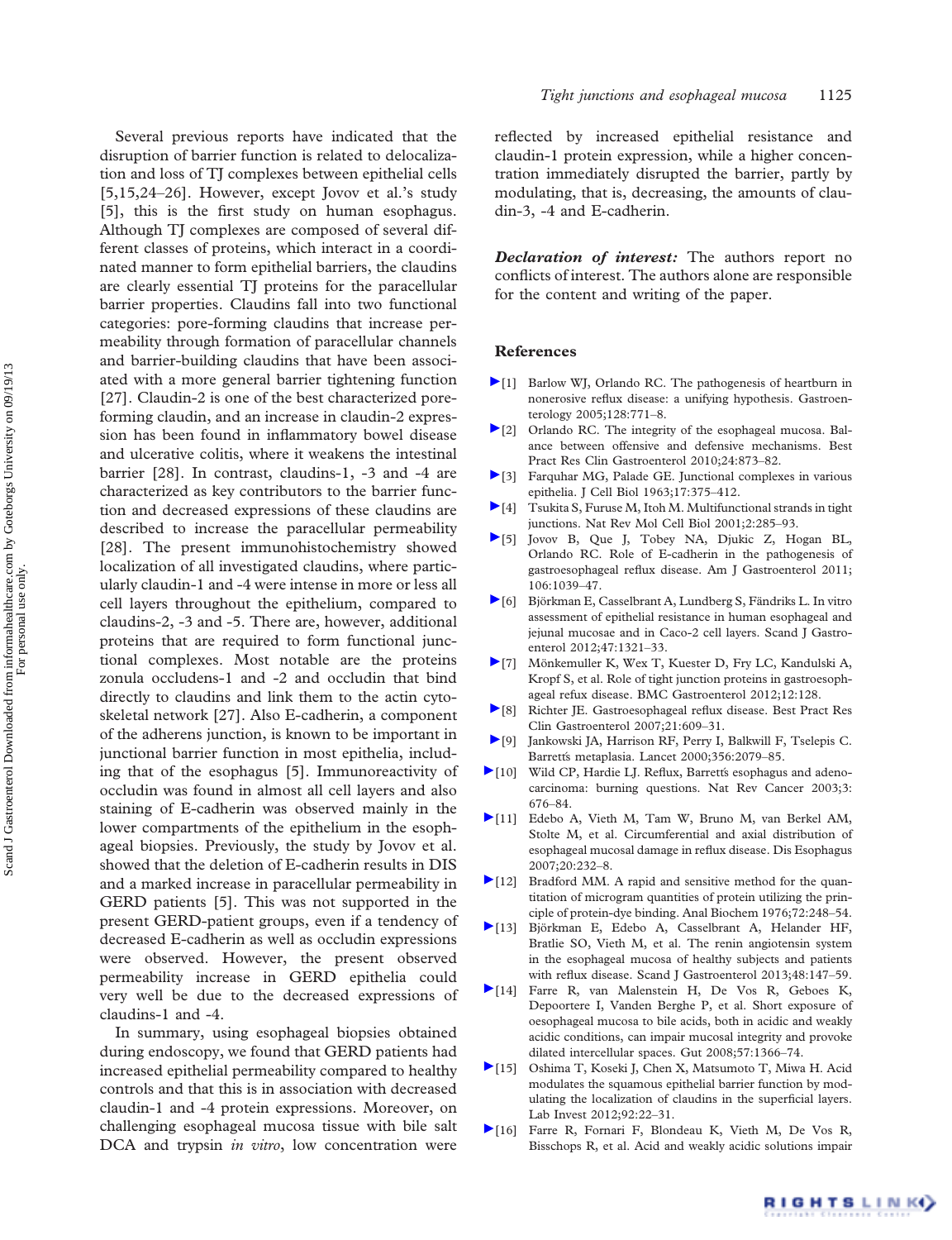Several previous reports have indicated that the disruption of barrier function is related to delocalization and loss of TJ complexes between epithelial cells [5,15,24–26]. However, except Jovov et al.'s study [5], this is the first study on human esophagus. Although TJ complexes are composed of several different classes of proteins, which interact in a coordinated manner to form epithelial barriers, the claudins are clearly essential TJ proteins for the paracellular barrier properties. Claudins fall into two functional categories: pore-forming claudins that increase permeability through formation of paracellular channels and barrier-building claudins that have been associated with a more general barrier tightening function [27]. Claudin-2 is one of the best characterized pore-forming claudin, and an increase in claudin-2 expression has been found in inflammatory bowel disease and ulcerative colitis, where it weakens the intestinal barrier [28]. In contrast, claudins-1, -3 and -4 are characterized as key contributors to the barrier function and decreased expressions of these claudins are described to increase the paracellular permeability [28]. The present immunohistochemistry showed localization of all investigated claudins, where particularly claudin-1 and -4 were intense in more or less all cell layers throughout the epithelium, compared to claudins-2, -3 and -5. There are, however, additional proteins that are required to form functional junctional complexes. Most notable are the proteins zonula occludens-1 and -2 and occludin that bind directly to claudins and link them to the actin cytoskeletal network [27]. Also E-cadherin, a component of the adherens junction, is known to be important in junctional barrier function in most epithelia, including that of the esophagus [5]. Immunoreactivity of occludin was found in almost all cell layers and also staining of E-cadherin was observed mainly in the lower compartments of the epithelium in the esophageal biopsies. Previously, the study by Jovov et al. showed that the deletion of E-cadherin results in DIS and a marked increase in paracellular permeability in GERD patients [5]. This was not supported in the present GERD-patient groups, even if a tendency of decreased E-cadherin as well as occludin expressions were observed. However, the present observed permeability increase in GERD epithelia could very well be due to the decreased expressions of claudins-1 and -4.

In summary, using esophageal biopsies obtained during endoscopy, we found that GERD patients had increased epithelial permeability compared to healthy controls and that this is in association with decreased claudin-1 and -4 protein expressions. Moreover, on challenging esophageal mucosa tissue with bile salt DCA and trypsin *in vitro*, low concentration were reflected by increased epithelial resistance and claudin-1 protein expression, while a higher concentration immediately disrupted the barrier, partly by modulating, that is, decreasing, the amounts of claudin-3, -4 and E-cadherin.

***Declaration of interest:*** The authors report no conflicts of interest. The authors alone are responsible for the content and writing of the paper.

## References

[1] Barlow WJ, Orlando RC. The pathogenesis of heartburn in nonerosive reflux disease: a unifying hypothesis. Gastroenterology 2005;128:771–8.

[2] Orlando RC. The integrity of the esophageal mucosa. Balance between offensive and defensive mechanisms. Best Pract Res Clin Gastroenterol 2010;24:873–82.

[3] Farquhar MG, Palade GE. Junctional complexes in various epithelia. J Cell Biol 1963;17:375–412.

[4] Tsukita S, Furuse M, Itoh M. Multifunctional strands in tight junctions. Nat Rev Mol Cell Biol 2001;2:285–93.

[5] Jovov B, Que J, Tobey NA, Djukic Z, Hogan BL, Orlando RC. Role of E-cadherin in the pathogenesis of gastroesophageal reflux disease. Am J Gastroenterol 2011; 106:1039–47.

[6] Björkman E, Casselbrant A, Lundberg S, Fändriks L. In vitro assessment of epithelial resistance in human esophageal and jejunal mucosae and in Caco-2 cell layers. Scand J Gastroenterol 2012;47:1321–33.

[7] Mönkemuller K, Wex T, Kuester D, Fry LC, Kandulski A, Kropf S, et al. Role of tight junction proteins in gastroesophageal refux disease. BMC Gastroenterol 2012;12:128.

[8] Richter JE. Gastroesophageal reflux disease. Best Pract Res Clin Gastroenterol 2007;21:609–31.

[9] Jankowski JA, Harrison RF, Perry I, Balkwill F, Tselepis C. Barrett's metaplasia. Lancet 2000;356:2079–85.

[10] Wild CP, Hardie LJ. Reflux, Barrett's esophagus and adenocarcinoma: burning questions. Nat Rev Cancer 2003;3: 676–84.

[11] Edebo A, Vieth M, Tam W, Bruno M, van Berkel AM, Stolte M, et al. Circumferential and axial distribution of esophageal mucosal damage in reflux disease. Dis Esophagus 2007;20:232–8.

[12] Bradford MM. A rapid and sensitive method for the quantitation of microgram quantities of protein utilizing the principle of protein-dye binding. Anal Biochem 1976;72:248–54.

[13] Björkman E, Edebo A, Casselbrant A, Helander HF, Bratlie SO, Vieth M, et al. The renin angiotensin system in the esophageal mucosa of healthy subjects and patients with reflux disease. Scand J Gastroenterol 2013;48:147–59.

[14] Farre R, van Malenstein H, De Vos R, Geboes K, Depoortere I, Vanden Berghe P, et al. Short exposure of oesophageal mucosa to bile acids, both in acidic and weakly acidic conditions, can impair mucosal integrity and provoke dilated intercellular spaces. Gut 2008;57:1366–74.

[15] Oshima T, Koseki J, Chen X, Matsumoto T, Miwa H. Acid modulates the squamous epithelial barrier function by modulating the localization of claudins in the superficial layers. Lab Invest 2012;92:22–31.

[16] Farre R, Fornari F, Blondeau K, Vieth M, De Vos R, Bisschops R, et al. Acid and weakly acidic solutions impair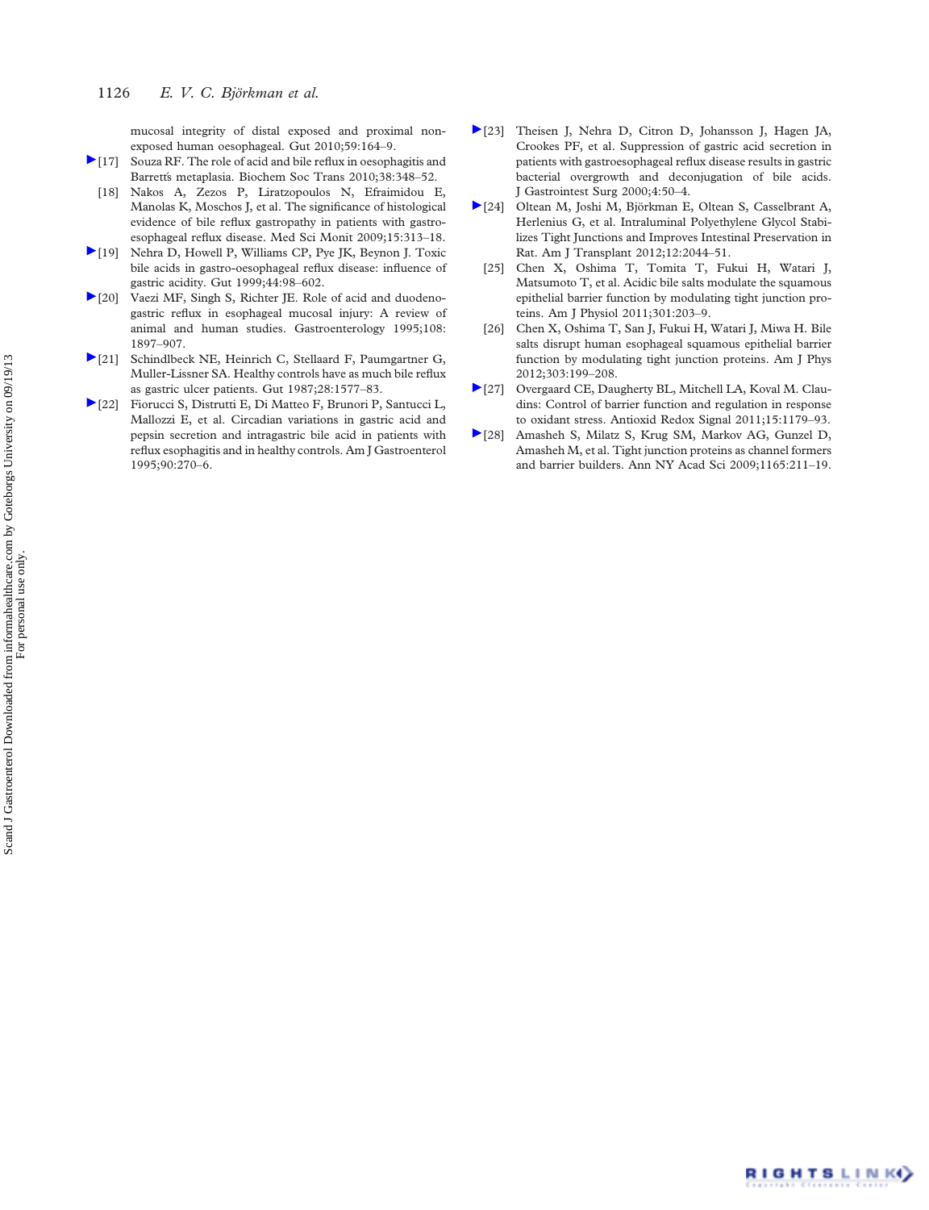mucosal integrity of distal exposed and proximal non-exposed human oesophageal. Gut 2010;59:164–9.

[17] Souza RF. The role of acid and bile reflux in oesophagitis and Barrett's metaplasia. Biochem Soc Trans 2010;38:348–52.

[18] Nakos A, Zezos P, Liratzopoulos N, Efraimidou E, Manolas K, Moschos J, et al. The significance of histological evidence of bile reflux gastropathy in patients with gastro-esophageal reflux disease. Med Sci Monit 2009;15:313–18.

[19] Nehra D, Howell P, Williams CP, Pye JK, Beynon J. Toxic bile acids in gastro-oesophageal reflux disease: influence of gastric acidity. Gut 1999;44:98–602.

[20] Vaezi MF, Singh S, Richter JE. Role of acid and duodeno-gastric reflux in esophageal mucosal injury: A review of animal and human studies. Gastroenterology 1995;108: 1897–907.

[21] Schindlbeck NE, Heinrich C, Stellaard F, Paumgartner G, Muller-Lissner SA. Healthy controls have as much bile reflux as gastric ulcer patients. Gut 1987;28:1577–83.

[22] Fiorucci S, Distrutti E, Di Matteo F, Brunori P, Santucci L, Mallozzi E, et al. Circadian variations in gastric acid and pepsin secretion and intragastric bile acid in patients with reflux esophagitis and in healthy controls. Am J Gastroenterol 1995;90:270–6.

[23] Theisen J, Nehra D, Citron D, Johansson J, Hagen JA, Crookes PF, et al. Suppression of gastric acid secretion in patients with gastroesophageal reflux disease results in gastric bacterial overgrowth and deconjugation of bile acids. J Gastrointest Surg 2000;4:50–4.

[24] Oltean M, Joshi M, Björkman E, Oltean S, Casselbrant A, Herlenius G, et al. Intraluminal Polyethylene Glycol Stabilizes Tight Junctions and Improves Intestinal Preservation in Rat. Am J Transplant 2012;12:2044–51.

[25] Chen X, Oshima T, Tomita T, Fukui H, Watari J, Matsumoto T, et al. Acidic bile salts modulate the squamous epithelial barrier function by modulating tight junction proteins. Am J Physiol 2011;301:203–9.

[26] Chen X, Oshima T, San J, Fukui H, Watari J, Miwa H. Bile salts disrupt human esophageal squamous epithelial barrier function by modulating tight junction proteins. Am J Phys 2012;303:199–208.

[27] Overgaard CE, Daugherty BL, Mitchell LA, Koval M. Claudins: Control of barrier function and regulation in response to oxidant stress. Antioxid Redox Signal 2011;15:1179–93.

[28] Amasheh S, Milatz S, Krug SM, Markov AG, Gunzel D, Amasheh M, et al. Tight junction proteins as channel formers and barrier builders. Ann NY Acad Sci 2009;1165:211–19.